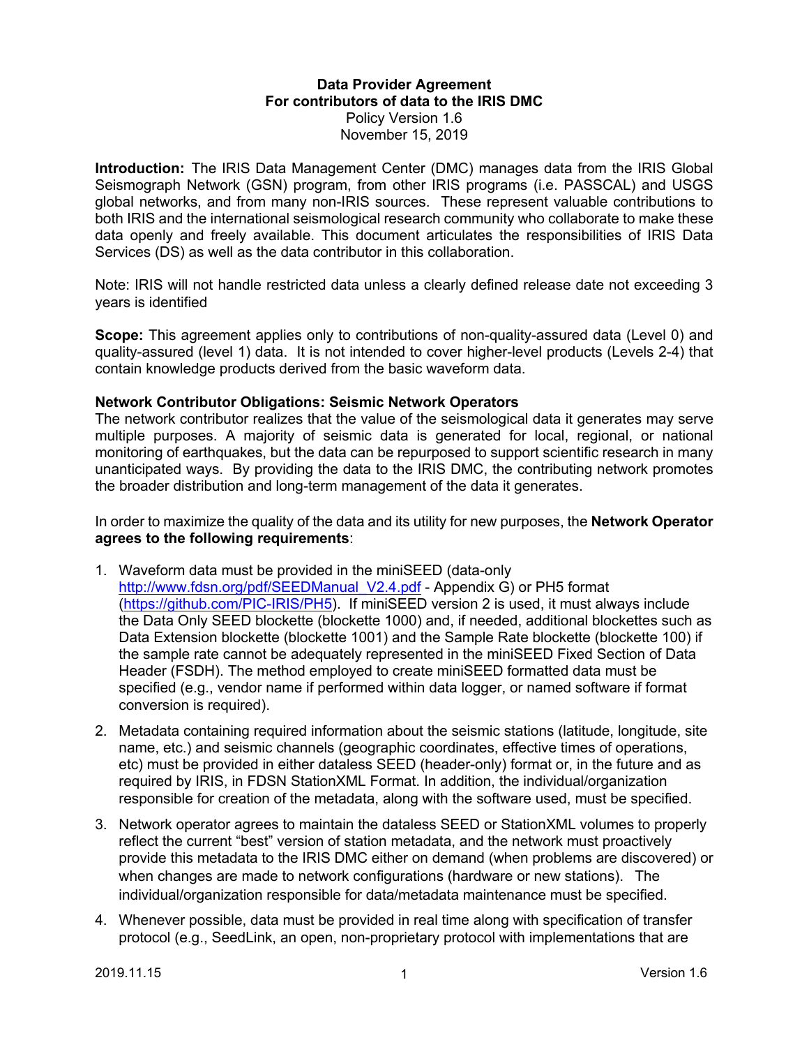**Data Provider Agreement**
**For contributors of data to the IRIS DMC**
Policy Version 1.6
November 15, 2019

**Introduction:** The IRIS Data Management Center (DMC) manages data from the IRIS Global Seismograph Network (GSN) program, from other IRIS programs (i.e. PASSCAL) and USGS global networks, and from many non-IRIS sources. These represent valuable contributions to both IRIS and the international seismological research community who collaborate to make these data openly and freely available. This document articulates the responsibilities of IRIS Data Services (DS) as well as the data contributor in this collaboration.

Note: IRIS will not handle restricted data unless a clearly defined release date not exceeding 3 years is identified

**Scope:** This agreement applies only to contributions of non-quality-assured data (Level 0) and quality-assured (level 1) data. It is not intended to cover higher-level products (Levels 2-4) that contain knowledge products derived from the basic waveform data.

**Network Contributor Obligations: Seismic Network Operators**

The network contributor realizes that the value of the seismological data it generates may serve multiple purposes. A majority of seismic data is generated for local, regional, or national monitoring of earthquakes, but the data can be repurposed to support scientific research in many unanticipated ways. By providing the data to the IRIS DMC, the contributing network promotes the broader distribution and long-term management of the data it generates.

In order to maximize the quality of the data and its utility for new purposes, the **Network Operator agrees to the following requirements**:

1. Waveform data must be provided in the miniSEED (data-only http://www.fdsn.org/pdf/SEEDManual_V2.4.pdf - Appendix G) or PH5 format (https://github.com/PIC-IRIS/PH5). If miniSEED version 2 is used, it must always include the Data Only SEED blockette (blockette 1000) and, if needed, additional blockettes such as Data Extension blockette (blockette 1001) and the Sample Rate blockette (blockette 100) if the sample rate cannot be adequately represented in the miniSEED Fixed Section of Data Header (FSDH). The method employed to create miniSEED formatted data must be specified (e.g., vendor name if performed within data logger, or named software if format conversion is required).
2. Metadata containing required information about the seismic stations (latitude, longitude, site name, etc.) and seismic channels (geographic coordinates, effective times of operations, etc) must be provided in either dataless SEED (header-only) format or, in the future and as required by IRIS, in FDSN StationXML Format. In addition, the individual/organization responsible for creation of the metadata, along with the software used, must be specified.
3. Network operator agrees to maintain the dataless SEED or StationXML volumes to properly reflect the current "best" version of station metadata, and the network must proactively provide this metadata to the IRIS DMC either on demand (when problems are discovered) or when changes are made to network configurations (hardware or new stations). The individual/organization responsible for data/metadata maintenance must be specified.
4. Whenever possible, data must be provided in real time along with specification of transfer protocol (e.g., SeedLink, an open, non-proprietary protocol with implementations that are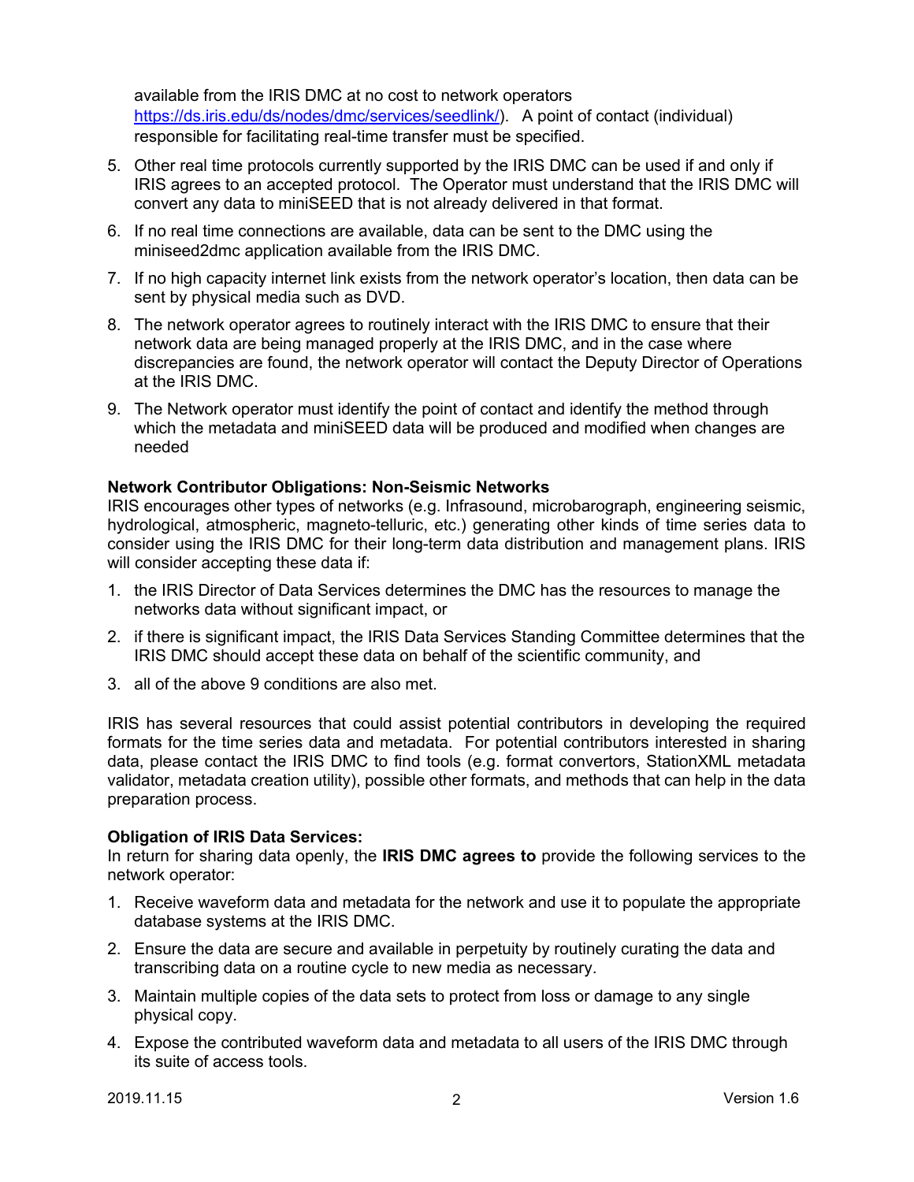available from the IRIS DMC at no cost to network operators https://ds.iris.edu/ds/nodes/dmc/services/seedlink/). A point of contact (individual) responsible for facilitating real-time transfer must be specified.

5. Other real time protocols currently supported by the IRIS DMC can be used if and only if IRIS agrees to an accepted protocol. The Operator must understand that the IRIS DMC will convert any data to miniSEED that is not already delivered in that format.
6. If no real time connections are available, data can be sent to the DMC using the miniseed2dmc application available from the IRIS DMC.
7. If no high capacity internet link exists from the network operator's location, then data can be sent by physical media such as DVD.
8. The network operator agrees to routinely interact with the IRIS DMC to ensure that their network data are being managed properly at the IRIS DMC, and in the case where discrepancies are found, the network operator will contact the Deputy Director of Operations at the IRIS DMC.
9. The Network operator must identify the point of contact and identify the method through which the metadata and miniSEED data will be produced and modified when changes are needed

**Network Contributor Obligations: Non-Seismic Networks**

IRIS encourages other types of networks (e.g. Infrasound, microbarograph, engineering seismic, hydrological, atmospheric, magneto-telluric, etc.) generating other kinds of time series data to consider using the IRIS DMC for their long-term data distribution and management plans. IRIS will consider accepting these data if:

1. the IRIS Director of Data Services determines the DMC has the resources to manage the networks data without significant impact, or
2. if there is significant impact, the IRIS Data Services Standing Committee determines that the IRIS DMC should accept these data on behalf of the scientific community, and
3. all of the above 9 conditions are also met.

IRIS has several resources that could assist potential contributors in developing the required formats for the time series data and metadata. For potential contributors interested in sharing data, please contact the IRIS DMC to find tools (e.g. format convertors, StationXML metadata validator, metadata creation utility), possible other formats, and methods that can help in the data preparation process.

**Obligation of IRIS Data Services:**

In return for sharing data openly, the **IRIS DMC agrees to** provide the following services to the network operator:

1. Receive waveform data and metadata for the network and use it to populate the appropriate database systems at the IRIS DMC.
2. Ensure the data are secure and available in perpetuity by routinely curating the data and transcribing data on a routine cycle to new media as necessary.
3. Maintain multiple copies of the data sets to protect from loss or damage to any single physical copy.
4. Expose the contributed waveform data and metadata to all users of the IRIS DMC through its suite of access tools.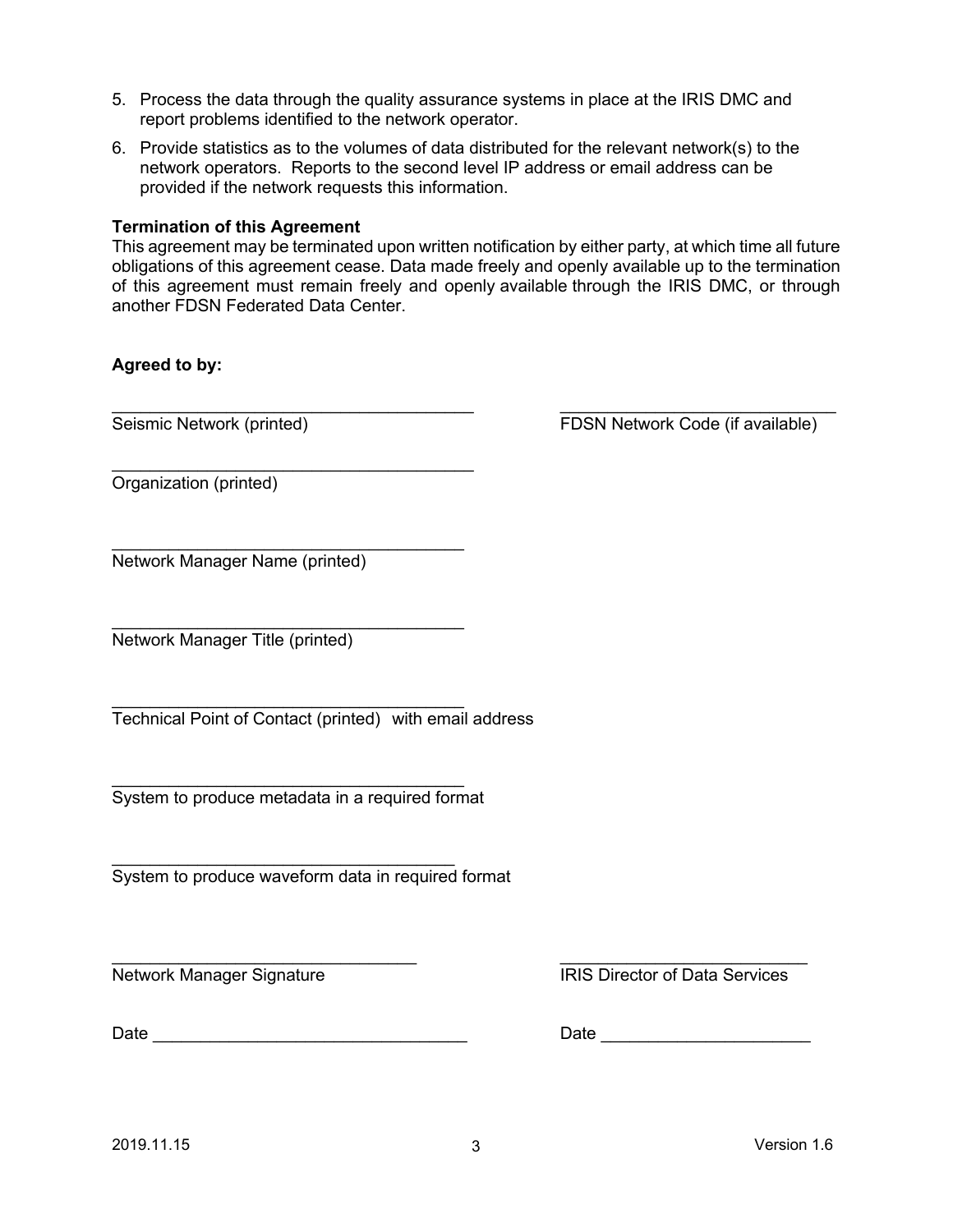5. Process the data through the quality assurance systems in place at the IRIS DMC and report problems identified to the network operator.
6. Provide statistics as to the volumes of data distributed for the relevant network(s) to the network operators. Reports to the second level IP address or email address can be provided if the network requests this information.

**Termination of this Agreement**
This agreement may be terminated upon written notification by either party, at which time all future obligations of this agreement cease. Data made freely and openly available up to the termination of this agreement must remain freely and openly available through the IRIS DMC, or through another FDSN Federated Data Center.

**Agreed to by:**

\_\_\_\_\_\_\_\_\_\_\_\_\_\_\_\_\_\_\_\_\_\_\_\_\_\_\_\_\_\_\_\_\_\_\_\_\_\_\_\_ \_\_\_\_\_\_\_\_\_\_\_\_\_\_\_\_\_\_\_\_\_\_\_\_\_\_\_\_\_\_\_
Seismic Network (printed) FDSN Network Code (if available)

\_\_\_\_\_\_\_\_\_\_\_\_\_\_\_\_\_\_\_\_\_\_\_\_\_\_\_\_\_\_\_\_\_\_\_\_\_\_\_\_
Organization (printed)

\_\_\_\_\_\_\_\_\_\_\_\_\_\_\_\_\_\_\_\_\_\_\_\_\_\_\_\_\_\_\_\_\_\_\_\_\_\_\_
Network Manager Name (printed)

\_\_\_\_\_\_\_\_\_\_\_\_\_\_\_\_\_\_\_\_\_\_\_\_\_\_\_\_\_\_\_\_\_\_\_\_\_\_\_
Network Manager Title (printed)

\_\_\_\_\_\_\_\_\_\_\_\_\_\_\_\_\_\_\_\_\_\_\_\_\_\_\_\_\_\_\_\_\_\_\_\_\_\_\_
Technical Point of Contact (printed) with email address

\_\_\_\_\_\_\_\_\_\_\_\_\_\_\_\_\_\_\_\_\_\_\_\_\_\_\_\_\_\_\_\_\_\_\_\_\_\_\_
System to produce metadata in a required format

\_\_\_\_\_\_\_\_\_\_\_\_\_\_\_\_\_\_\_\_\_\_\_\_\_\_\_\_\_\_\_\_\_\_\_\_\_\_
System to produce waveform data in required format

\_\_\_\_\_\_\_\_\_\_\_\_\_\_\_\_\_\_\_\_\_\_\_\_\_\_\_\_\_\_\_\_\_\_ \_\_\_\_\_\_\_\_\_\_\_\_\_\_\_\_\_\_\_\_\_\_\_\_\_\_\_\_
Network Manager Signature IRIS Director of Data Services

Date \_\_\_\_\_\_\_\_\_\_\_\_\_\_\_\_\_\_\_\_\_\_\_\_\_\_\_\_\_\_\_\_\_\_ Date \_\_\_\_\_\_\_\_\_\_\_\_\_\_\_\_\_\_\_\_\_\_\_

2019.11.15 Version 1.6